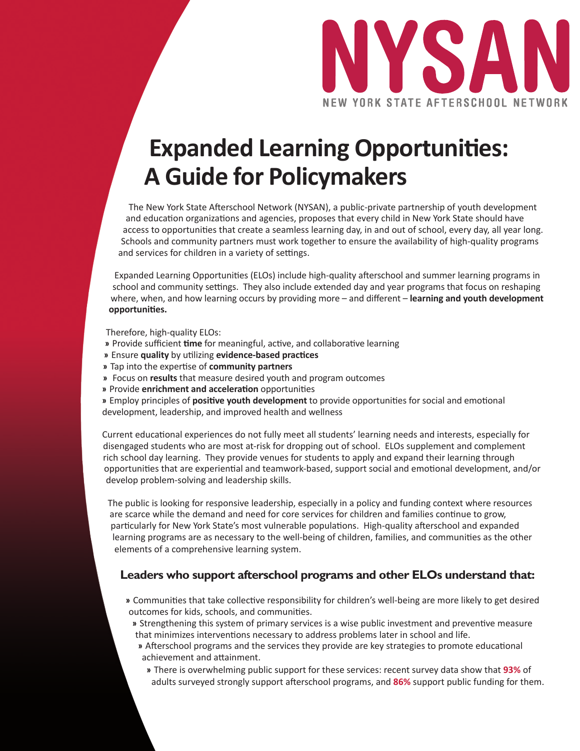# NYSAN

NEW YORK STATE AFTERSCHOOL NETWORK

# Expanded Learning Opportunities: A Guide for Policymakers

The New York State Afterschool Network (NYSAN), a public-private partnership of youth development and education organizations and agencies, proposes that every child in New York State should have access to opportunities that create a seamless learning day, in and out of school, every day, all year long. Schools and community partners must work together to ensure the availability of high-quality programs and services for children in a variety of settings.

Expanded Learning Opportunities (ELOs) include high-quality afterschool and summer learning programs in school and community settings. They also include extended day and year programs that focus on reshaping where, when, and how learning occurs by providing more – and different – **learning and youth development opportunities.**

Therefore, high-quality ELOs:

- Provide sufficient **time** for meaningful, active, and collaborative learning
- Ensure **quality** by utilizing **evidence-based practices**
- Tap into the expertise of **community partners**
- Focus on **results** that measure desired youth and program outcomes
- Provide **enrichment and acceleration** opportunities
- Employ principles of **positive youth development** to provide opportunities for social and emotional development, leadership, and improved health and wellness

Current educational experiences do not fully meet all students' learning needs and interests, especially for disengaged students who are most at-risk for dropping out of school. ELOs supplement and complement rich school day learning. They provide venues for students to apply and expand their learning through opportunities that are experiential and teamwork-based, support social and emotional development, and/or develop problem-solving and leadership skills.

The public is looking for responsive leadership, especially in a policy and funding context where resources are scarce while the demand and need for core services for children and families continue to grow, particularly for New York State's most vulnerable populations. High-quality afterschool and expanded learning programs are as necessary to the well-being of children, families, and communities as the other elements of a comprehensive learning system.

## Leaders who support afterschool programs and other ELOs understand that:

- Communities that take collective responsibility for children's well-being are more likely to get desired outcomes for kids, schools, and communities.
- Strengthening this system of primary services is a wise public investment and preventive measure that minimizes interventions necessary to address problems later in school and life.
- Afterschool programs and the services they provide are key strategies to promote educational achievement and attainment.
- There is overwhelming public support for these services: recent survey data show that **93%** of adults surveyed strongly support afterschool programs, and **86%** support public funding for them.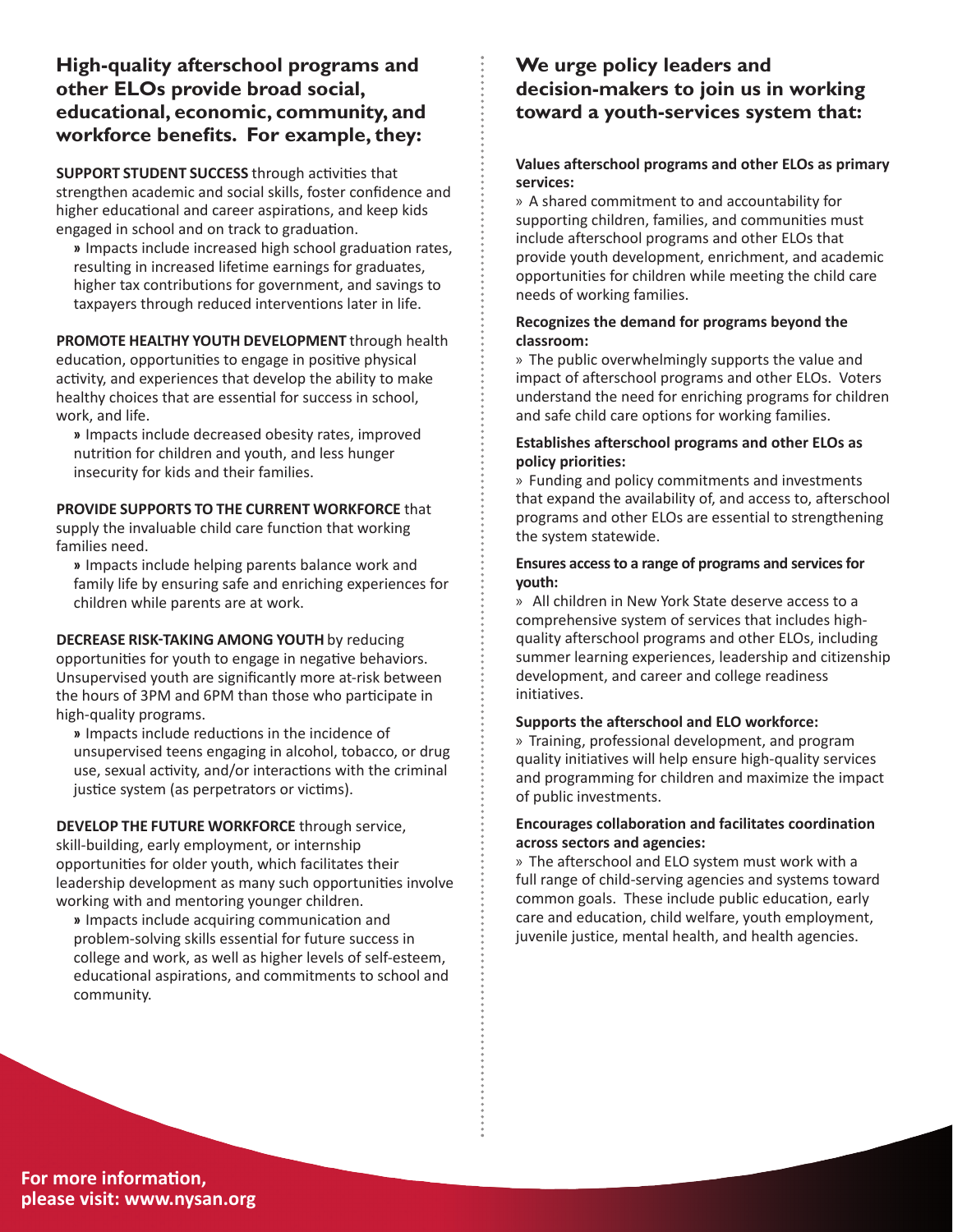## High-quality afterschool programs and other ELOs provide broad social, educational, economic, community, and workforce benefits. For example, they:

**SUPPORT STUDENT SUCCESS** through activities that strengthen academic and social skills, foster confidence and higher educational and career aspirations, and keep kids engaged in school and on track to graduation.

» Impacts include increased high school graduation rates, resulting in increased lifetime earnings for graduates, higher tax contributions for government, and savings to taxpayers through reduced interventions later in life.

**PROMOTE HEALTHY YOUTH DEVELOPMENT** through health education, opportunities to engage in positive physical activity, and experiences that develop the ability to make healthy choices that are essential for success in school, work, and life.

» Impacts include decreased obesity rates, improved nutrition for children and youth, and less hunger insecurity for kids and their families.

**PROVIDE SUPPORTS TO THE CURRENT WORKFORCE** that supply the invaluable child care function that working families need.

» Impacts include helping parents balance work and family life by ensuring safe and enriching experiences for children while parents are at work.

**DECREASE RISK-TAKING AMONG YOUTH** by reducing opportunities for youth to engage in negative behaviors. Unsupervised youth are significantly more at-risk between the hours of 3PM and 6PM than those who participate in high-quality programs.

» Impacts include reductions in the incidence of unsupervised teens engaging in alcohol, tobacco, or drug use, sexual activity, and/or interactions with the criminal justice system (as perpetrators or victims).

**DEVELOP THE FUTURE WORKFORCE** through service, skill-building, early employment, or internship opportunities for older youth, which facilitates their leadership development as many such opportunities involve working with and mentoring younger children.

» Impacts include acquiring communication and problem-solving skills essential for future success in college and work, as well as higher levels of self-esteem, educational aspirations, and commitments to school and community.

## We urge policy leaders and decision-makers to join us in working toward a youth-services system that:

**Values afterschool programs and other ELOs as primary services:**

» A shared commitment to and accountability for supporting children, families, and communities must include afterschool programs and other ELOs that provide youth development, enrichment, and academic opportunities for children while meeting the child care needs of working families.

**Recognizes the demand for programs beyond the classroom:**

» The public overwhelmingly supports the value and impact of afterschool programs and other ELOs. Voters understand the need for enriching programs for children and safe child care options for working families.

**Establishes afterschool programs and other ELOs as policy priorities:**

» Funding and policy commitments and investments that expand the availability of, and access to, afterschool programs and other ELOs are essential to strengthening the system statewide.

**Ensures access to a range of programs and services for youth:**

» All children in New York State deserve access to a comprehensive system of services that includes high-quality afterschool programs and other ELOs, including summer learning experiences, leadership and citizenship development, and career and college readiness initiatives.

**Supports the afterschool and ELO workforce:**

» Training, professional development, and program quality initiatives will help ensure high-quality services and programming for children and maximize the impact of public investments.

**Encourages collaboration and facilitates coordination across sectors and agencies:**

» The afterschool and ELO system must work with a full range of child-serving agencies and systems toward common goals. These include public education, early care and education, child welfare, youth employment, juvenile justice, mental health, and health agencies.

**For more information, please visit: www.nysan.org**